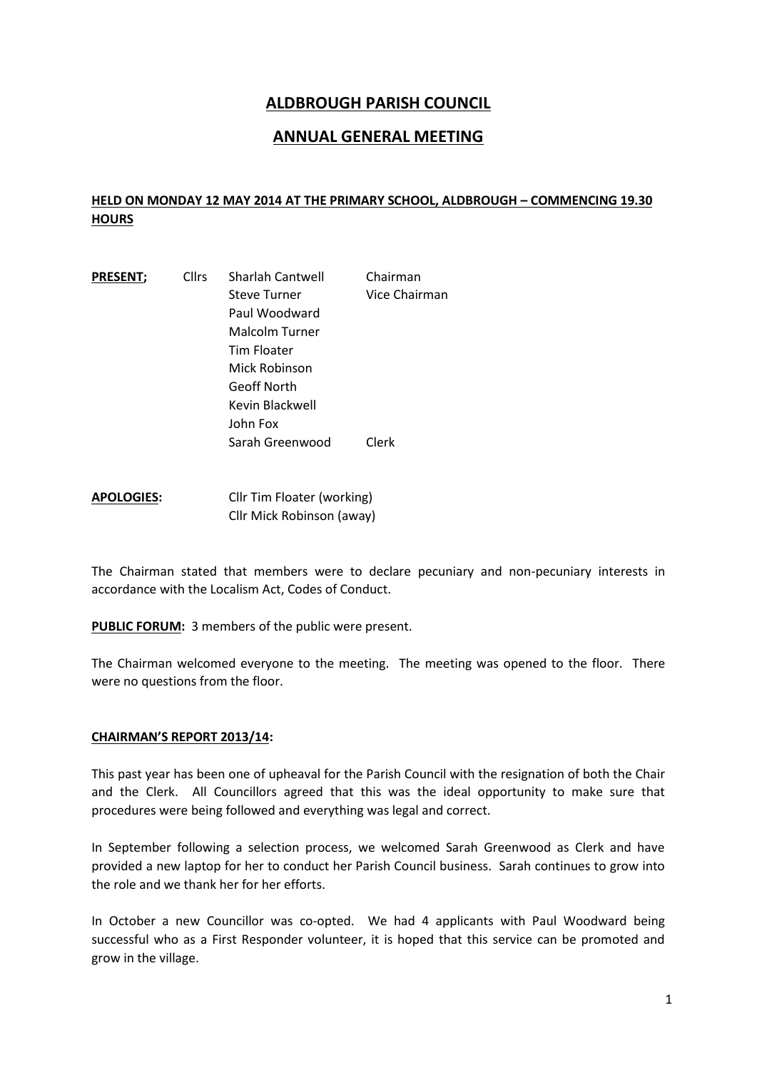# ALDBROUGH PARISH COUNCIL

## ANNUAL GENERAL MEETING

**HELD ON MONDAY 12 MAY 2014 AT THE PRIMARY SCHOOL, ALDBROUGH – COMMENCING 19.30 HOURS**

| **PRESENT;** | Cllrs | Sharlah Cantwell | Chairman |
|---|---|---|---|
| | | Steve Turner | Vice Chairman |
| | | Paul Woodward | |
| | | Malcolm Turner | |
| | | Tim Floater | |
| | | Mick Robinson | |
| | | Geoff North | |
| | | Kevin Blackwell | |
| | | John Fox | |
| | | Sarah Greenwood | Clerk |

**APOLOGIES:** Cllr Tim Floater (working)
Cllr Mick Robinson (away)

The Chairman stated that members were to declare pecuniary and non-pecuniary interests in accordance with the Localism Act, Codes of Conduct.

**PUBLIC FORUM:** 3 members of the public were present.

The Chairman welcomed everyone to the meeting. The meeting was opened to the floor. There were no questions from the floor.

**CHAIRMAN'S REPORT 2013/14:**

This past year has been one of upheaval for the Parish Council with the resignation of both the Chair and the Clerk. All Councillors agreed that this was the ideal opportunity to make sure that procedures were being followed and everything was legal and correct.

In September following a selection process, we welcomed Sarah Greenwood as Clerk and have provided a new laptop for her to conduct her Parish Council business. Sarah continues to grow into the role and we thank her for her efforts.

In October a new Councillor was co-opted. We had 4 applicants with Paul Woodward being successful who as a First Responder volunteer, it is hoped that this service can be promoted and grow in the village.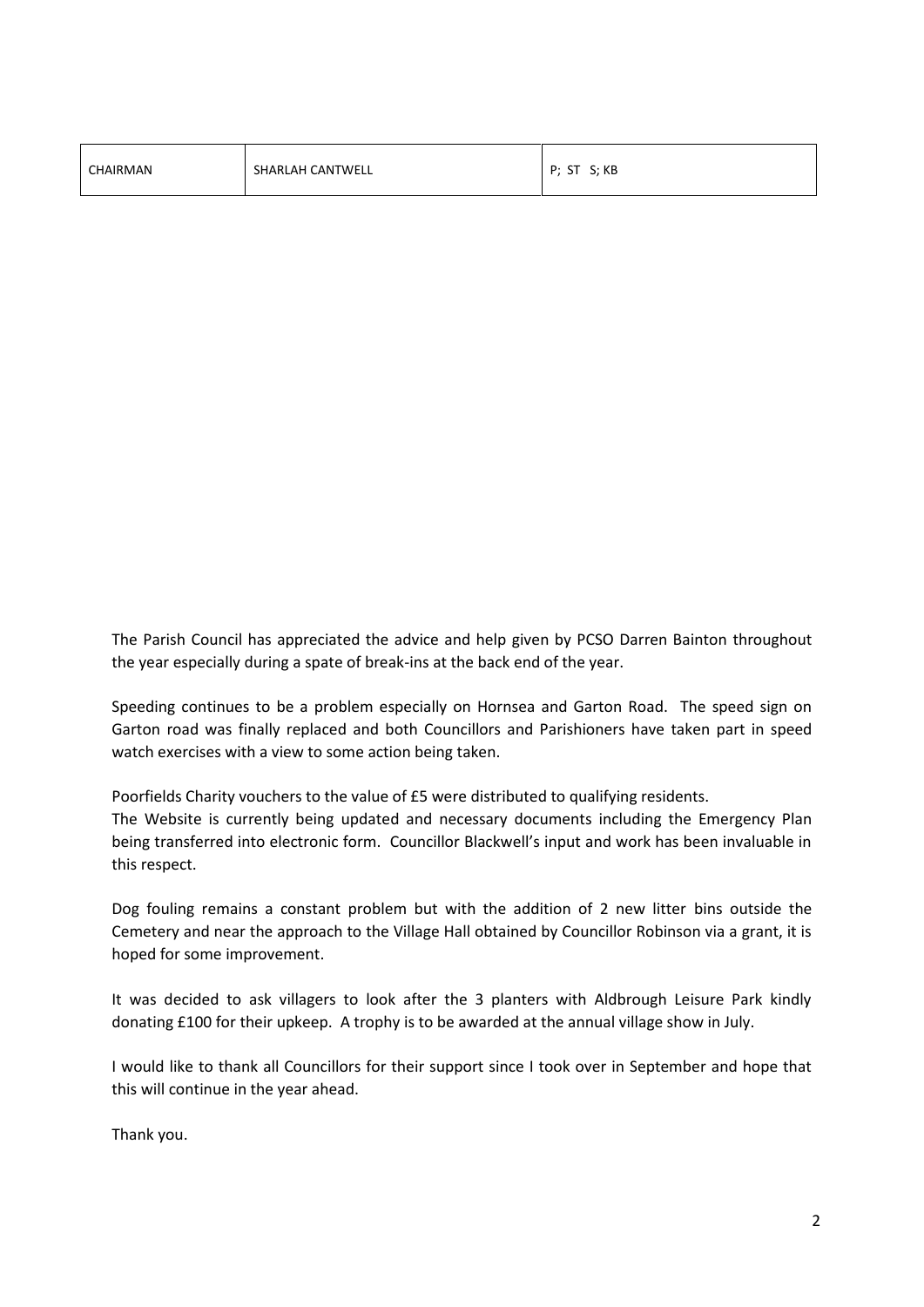| CHAIRMAN | SHARLAH CANTWELL | P; ST S; KB |
|---|---|---|

The Parish Council has appreciated the advice and help given by PCSO Darren Bainton throughout the year especially during a spate of break-ins at the back end of the year.

Speeding continues to be a problem especially on Hornsea and Garton Road. The speed sign on Garton road was finally replaced and both Councillors and Parishioners have taken part in speed watch exercises with a view to some action being taken.

Poorfields Charity vouchers to the value of £5 were distributed to qualifying residents.
The Website is currently being updated and necessary documents including the Emergency Plan being transferred into electronic form. Councillor Blackwell's input and work has been invaluable in this respect.

Dog fouling remains a constant problem but with the addition of 2 new litter bins outside the Cemetery and near the approach to the Village Hall obtained by Councillor Robinson via a grant, it is hoped for some improvement.

It was decided to ask villagers to look after the 3 planters with Aldbrough Leisure Park kindly donating £100 for their upkeep. A trophy is to be awarded at the annual village show in July.

I would like to thank all Councillors for their support since I took over in September and hope that this will continue in the year ahead.

Thank you.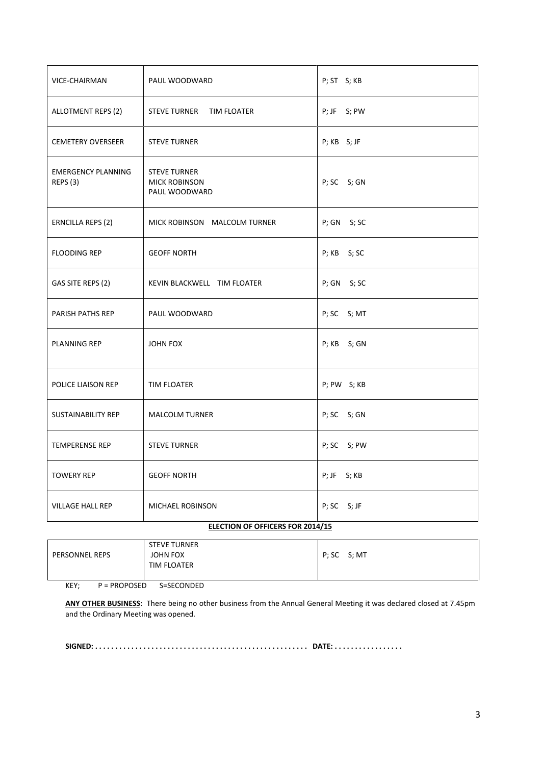| | | |
|---|---|---|
| VICE-CHAIRMAN | PAUL WOODWARD | P; ST S; KB |
| ALLOTMENT REPS (2) | STEVE TURNER TIM FLOATER | P; JF S; PW |
| CEMETERY OVERSEER | STEVE TURNER | P; KB S; JF |
| EMERGENCY PLANNING REPS (3) | STEVE TURNER<br>MICK ROBINSON<br>PAUL WOODWARD | P; SC S; GN |
| ERNCILLA REPS (2) | MICK ROBINSON MALCOLM TURNER | P; GN S; SC |
| FLOODING REP | GEOFF NORTH | P; KB S; SC |
| GAS SITE REPS (2) | KEVIN BLACKWELL TIM FLOATER | P; GN S; SC |
| PARISH PATHS REP | PAUL WOODWARD | P; SC S; MT |
| PLANNING REP | JOHN FOX | P; KB S; GN |
| POLICE LIAISON REP | TIM FLOATER | P; PW S; KB |
| SUSTAINABILITY REP | MALCOLM TURNER | P; SC S; GN |
| TEMPERENSE REP | STEVE TURNER | P; SC S; PW |
| TOWERY REP | GEOFF NORTH | P; JF S; KB |
| VILLAGE HALL REP | MICHAEL ROBINSON | P; SC S; JF |

**ELECTION OF OFFICERS FOR 2014/15**

| | | |
|---|---|---|
| PERSONNEL REPS | STEVE TURNER<br>JOHN FOX<br>TIM FLOATER | P; SC S; MT |

KEY; P = PROPOSED S=SECONDED

**ANY OTHER BUSINESS**: There being no other business from the Annual General Meeting it was declared closed at 7.45pm and the Ordinary Meeting was opened.

**SIGNED: . . . . . . . . . . . . . . . . . . . . . . . . . . . . . . . . . . . . . . . . . . . . . . . . . . . . DATE: . . . . . . . . . . . . . . . . .**